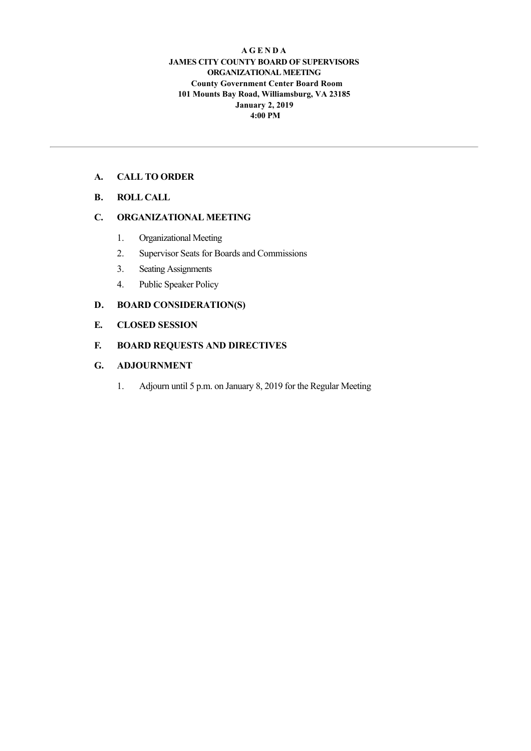**A G E N D A**
**JAMES CITY COUNTY BOARD OF SUPERVISORS**
**ORGANIZATIONAL MEETING**
**County Government Center Board Room**
**101 Mounts Bay Road, Williamsburg, VA 23185**
**January 2, 2019**
**4:00 PM**

---

**A. CALL TO ORDER**

**B. ROLL CALL**

**C. ORGANIZATIONAL MEETING**

1. Organizational Meeting
2. Supervisor Seats for Boards and Commissions
3. Seating Assignments
4. Public Speaker Policy

**D. BOARD CONSIDERATION(S)**

**E. CLOSED SESSION**

**F. BOARD REQUESTS AND DIRECTIVES**

**G. ADJOURNMENT**

1. Adjourn until 5 p.m. on January 8, 2019 for the Regular Meeting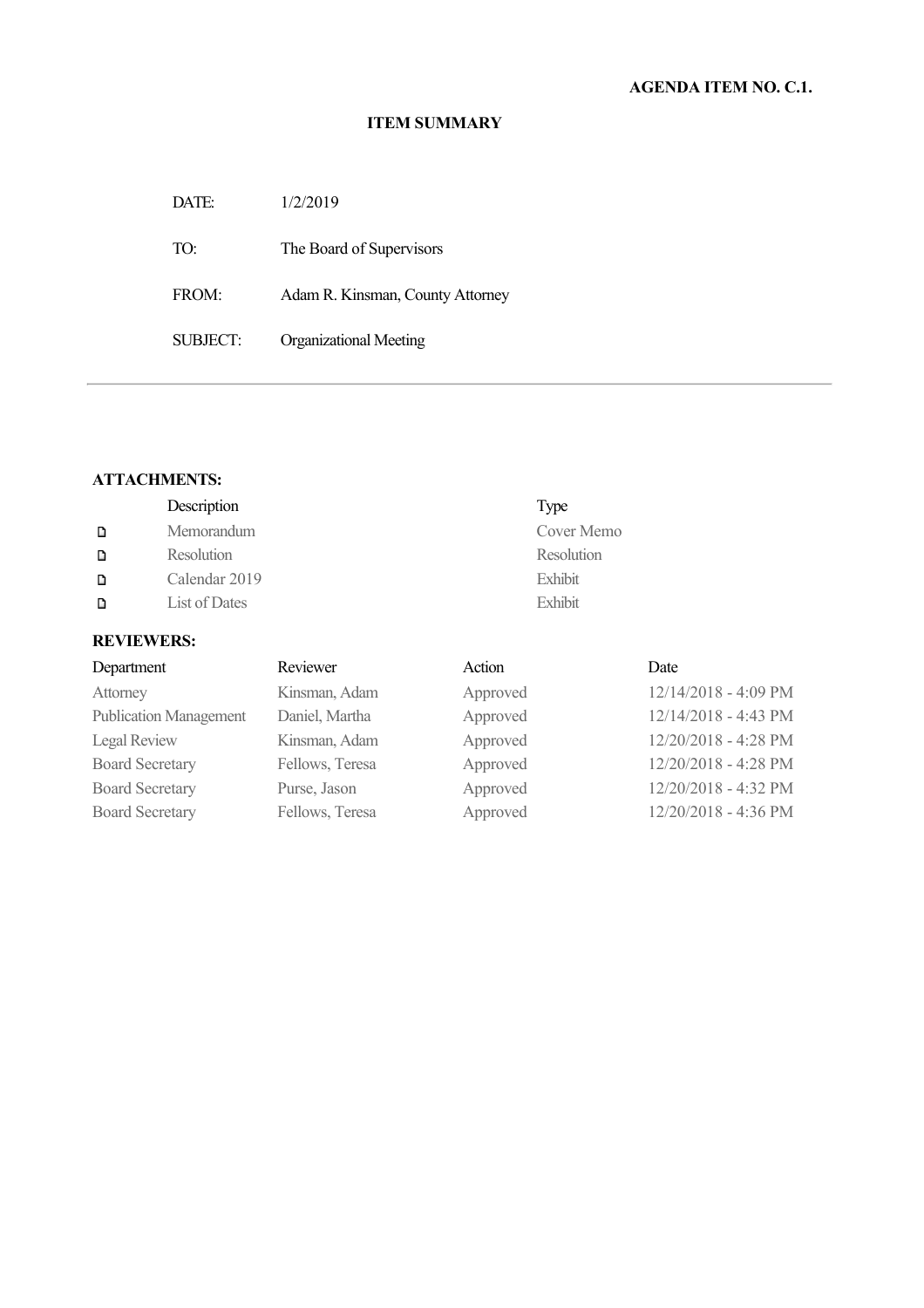**AGENDA ITEM NO. C.1.**

**ITEM SUMMARY**

| | |
|---|---|
| DATE: | 1/2/2019 |
| TO: | The Board of Supervisors |
| FROM: | Adam R. Kinsman, County Attorney |
| SUBJECT: | Organizational Meeting |

---

**ATTACHMENTS:**

| Description | Type |
|---|---|
| Memorandum | Cover Memo |
| Resolution | Resolution |
| Calendar 2019 | Exhibit |
| List of Dates | Exhibit |

**REVIEWERS:**

| Department | Reviewer | Action | Date |
|---|---|---|---|
| Attorney | Kinsman, Adam | Approved | 12/14/2018 - 4:09 PM |
| Publication Management | Daniel, Martha | Approved | 12/14/2018 - 4:43 PM |
| Legal Review | Kinsman, Adam | Approved | 12/20/2018 - 4:28 PM |
| Board Secretary | Fellows, Teresa | Approved | 12/20/2018 - 4:28 PM |
| Board Secretary | Purse, Jason | Approved | 12/20/2018 - 4:32 PM |
| Board Secretary | Fellows, Teresa | Approved | 12/20/2018 - 4:36 PM |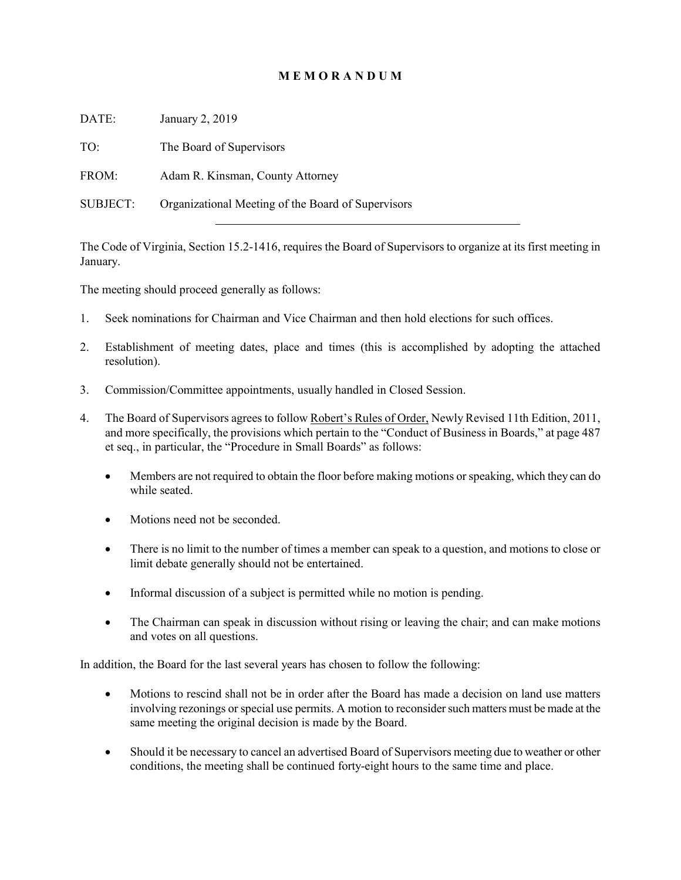# MEMORANDUM

DATE: January 2, 2019

TO: The Board of Supervisors

FROM: Adam R. Kinsman, County Attorney

SUBJECT: Organizational Meeting of the Board of Supervisors

---

The Code of Virginia, Section 15.2-1416, requires the Board of Supervisors to organize at its first meeting in January.

The meeting should proceed generally as follows:

1. Seek nominations for Chairman and Vice Chairman and then hold elections for such offices.

2. Establishment of meeting dates, place and times (this is accomplished by adopting the attached resolution).

3. Commission/Committee appointments, usually handled in Closed Session.

4. The Board of Supervisors agrees to follow Robert's Rules of Order, Newly Revised 11th Edition, 2011, and more specifically, the provisions which pertain to the "Conduct of Business in Boards," at page 487 et seq., in particular, the "Procedure in Small Boards" as follows:

   - Members are not required to obtain the floor before making motions or speaking, which they can do while seated.

   - Motions need not be seconded.

   - There is no limit to the number of times a member can speak to a question, and motions to close or limit debate generally should not be entertained.

   - Informal discussion of a subject is permitted while no motion is pending.

   - The Chairman can speak in discussion without rising or leaving the chair; and can make motions and votes on all questions.

In addition, the Board for the last several years has chosen to follow the following:

- Motions to rescind shall not be in order after the Board has made a decision on land use matters involving rezonings or special use permits. A motion to reconsider such matters must be made at the same meeting the original decision is made by the Board.

- Should it be necessary to cancel an advertised Board of Supervisors meeting due to weather or other conditions, the meeting shall be continued forty-eight hours to the same time and place.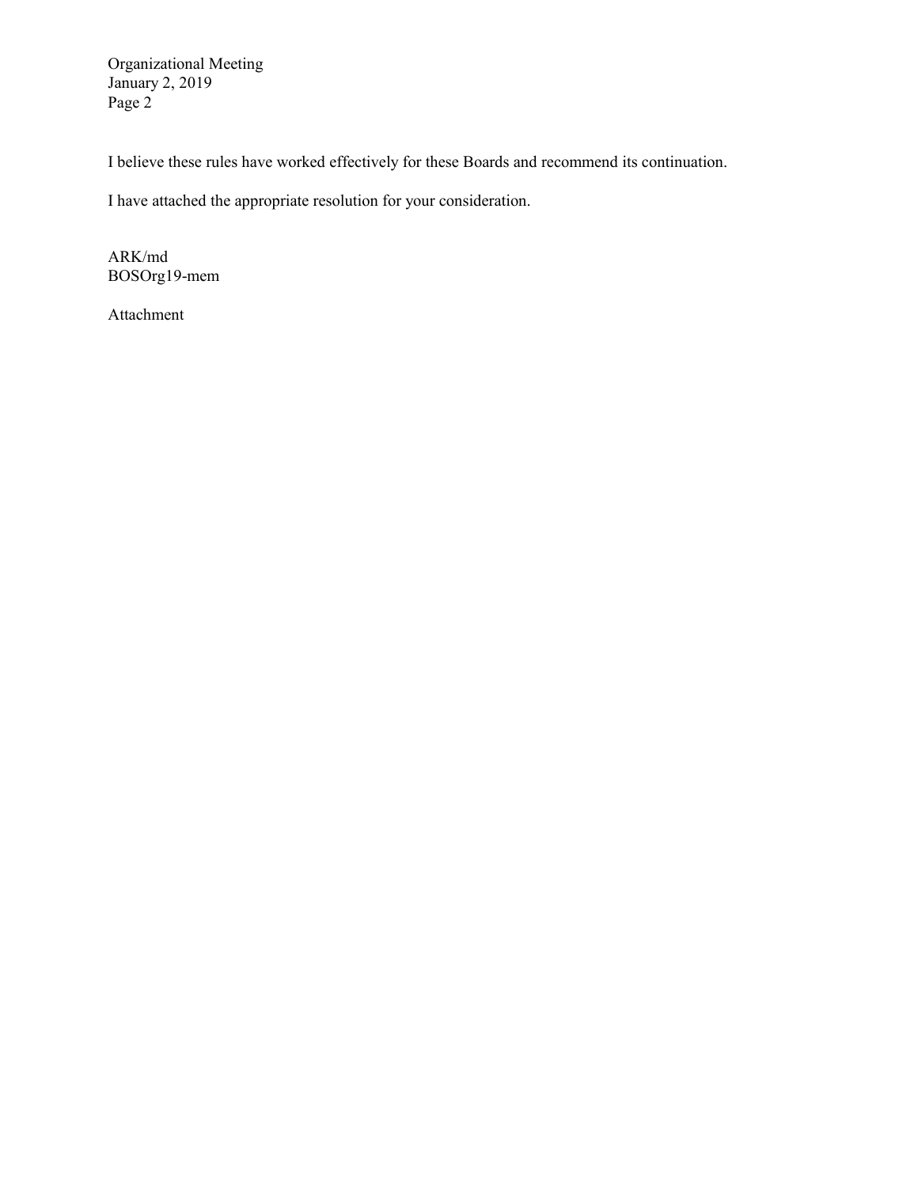I believe these rules have worked effectively for these Boards and recommend its continuation.

I have attached the appropriate resolution for your consideration.

ARK/md
BOSOrg19-mem

Attachment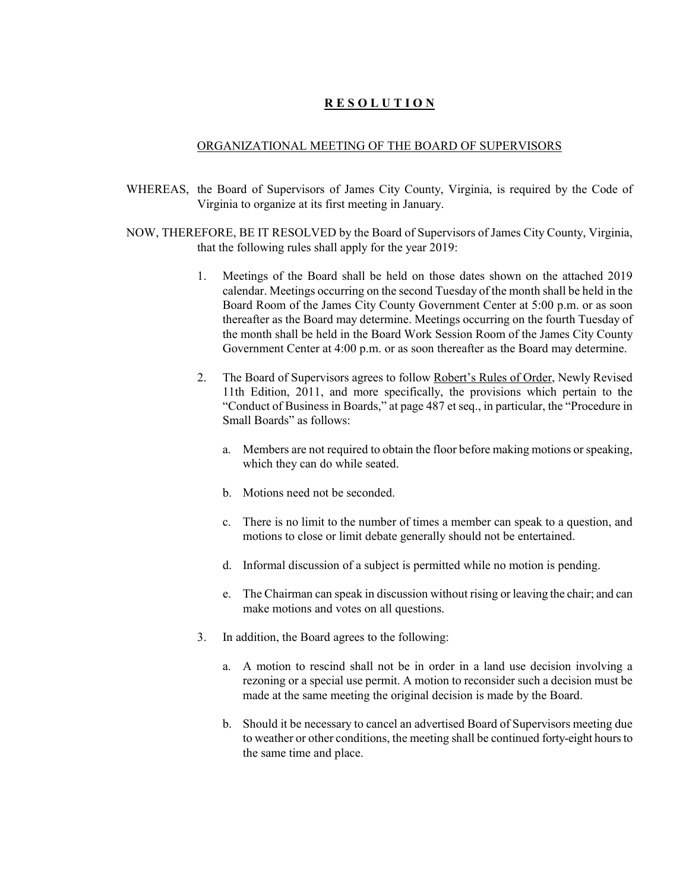**R E S O L U T I O N**

ORGANIZATIONAL MEETING OF THE BOARD OF SUPERVISORS

WHEREAS, the Board of Supervisors of James City County, Virginia, is required by the Code of Virginia to organize at its first meeting in January.

NOW, THEREFORE, BE IT RESOLVED by the Board of Supervisors of James City County, Virginia, that the following rules shall apply for the year 2019:

1. Meetings of the Board shall be held on those dates shown on the attached 2019 calendar. Meetings occurring on the second Tuesday of the month shall be held in the Board Room of the James City County Government Center at 5:00 p.m. or as soon thereafter as the Board may determine. Meetings occurring on the fourth Tuesday of the month shall be held in the Board Work Session Room of the James City County Government Center at 4:00 p.m. or as soon thereafter as the Board may determine.

2. The Board of Supervisors agrees to follow Robert's Rules of Order, Newly Revised 11th Edition, 2011, and more specifically, the provisions which pertain to the "Conduct of Business in Boards," at page 487 et seq., in particular, the "Procedure in Small Boards" as follows:

   a. Members are not required to obtain the floor before making motions or speaking, which they can do while seated.

   b. Motions need not be seconded.

   c. There is no limit to the number of times a member can speak to a question, and motions to close or limit debate generally should not be entertained.

   d. Informal discussion of a subject is permitted while no motion is pending.

   e. The Chairman can speak in discussion without rising or leaving the chair; and can make motions and votes on all questions.

3. In addition, the Board agrees to the following:

   a. A motion to rescind shall not be in order in a land use decision involving a rezoning or a special use permit. A motion to reconsider such a decision must be made at the same meeting the original decision is made by the Board.

   b. Should it be necessary to cancel an advertised Board of Supervisors meeting due to weather or other conditions, the meeting shall be continued forty-eight hours to the same time and place.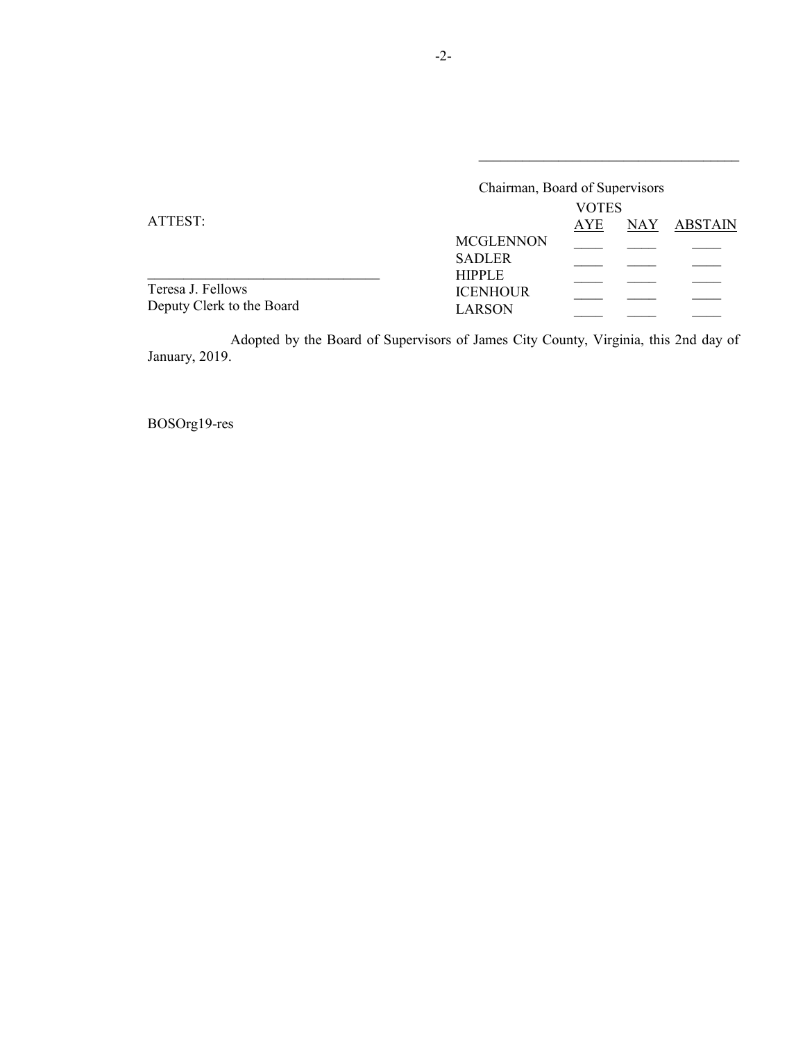\_\_\_\_\_\_\_\_\_\_\_\_\_\_\_\_\_\_\_\_\_\_\_\_\_\_\_\_\_\_\_\_\_\_\_\_

Chairman, Board of Supervisors

ATTEST:

\_\_\_\_\_\_\_\_\_\_\_\_\_\_\_\_\_\_\_\_\_\_\_\_\_\_\_\_\_\_\_\_\_\_

Teresa J. Fellows
Deputy Clerk to the Board

| | VOTES | | |
|---|---|---|---|
| | AYE | NAY | ABSTAIN |
| MCGLENNON | \_\_\_\_ | \_\_\_\_ | \_\_\_\_ |
| SADLER | \_\_\_\_ | \_\_\_\_ | \_\_\_\_ |
| HIPPLE | \_\_\_\_ | \_\_\_\_ | \_\_\_\_ |
| ICENHOUR | \_\_\_\_ | \_\_\_\_ | \_\_\_\_ |
| LARSON | \_\_\_\_ | \_\_\_\_ | \_\_\_\_ |

Adopted by the Board of Supervisors of James City County, Virginia, this 2nd day of January, 2019.

BOSOrg19-res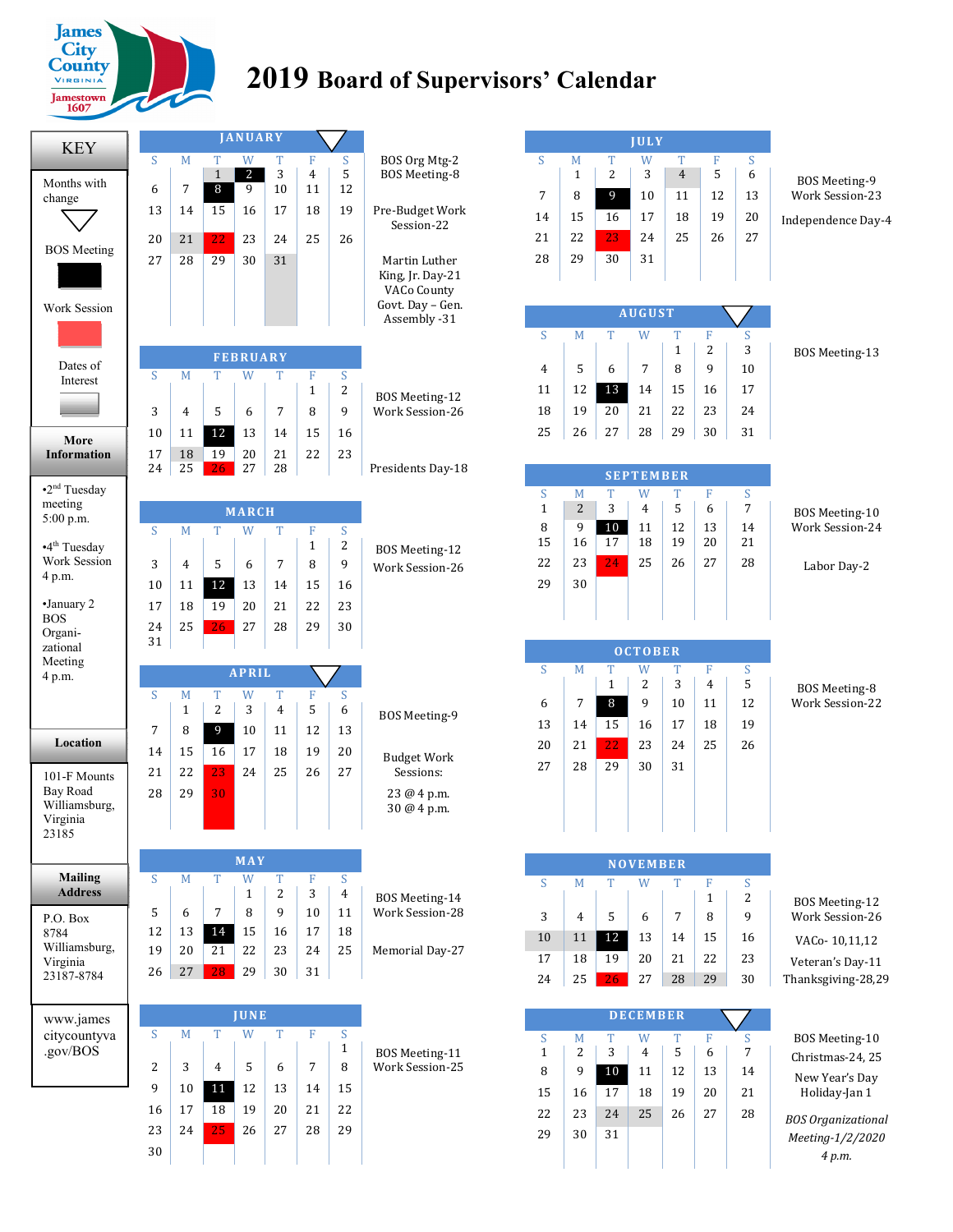# 2019 Board of Supervisors' Calendar

James City County Virginia — Jamestown 1607

## KEY

- Months with change (▽)
- BOS Meeting (black)
- Work Session (red)
- Dates of Interest (gray)

## More Information

- 2nd Tuesday meeting 5:00 p.m.
- 4th Tuesday Work Session 4 p.m.
- January 2 BOS Organizational Meeting 4 p.m.

## Location

101-F Mounts Bay Road
Williamsburg, Virginia 23185

## Mailing Address

P.O. Box 8784
Williamsburg, Virginia 23187-8784

www.jamescitycountyva.gov/BOS

---

### JANUARY (▽)

| S | M | T | W | T | F | S |
|---|---|---|---|---|---|---|
| | | 1 | 2 | 3 | 4 | 5 |
| 6 | 7 | 8 | 9 | 10 | 11 | 12 |
| 13 | 14 | 15 | 16 | 17 | 18 | 19 |
| 20 | 21 | 22 | 23 | 24 | 25 | 26 |
| 27 | 28 | 29 | 30 | 31 | | |

BOS Org Mtg-2
BOS Meeting-8

Pre-Budget Work Session-22

Martin Luther King, Jr. Day-21
VACo County Govt. Day – Gen. Assembly -31

### FEBRUARY

| S | M | T | W | T | F | S |
|---|---|---|---|---|---|---|
| | | | | | 1 | 2 |
| 3 | 4 | 5 | 6 | 7 | 8 | 9 |
| 10 | 11 | 12 | 13 | 14 | 15 | 16 |
| 17 | 18 | 19 | 20 | 21 | 22 | 23 |
| 24 | 25 | 26 | 27 | 28 | | |

BOS Meeting-12
Work Session-26

Presidents Day-18

### MARCH

| S | M | T | W | T | F | S |
|---|---|---|---|---|---|---|
| | | | | | 1 | 2 |
| 3 | 4 | 5 | 6 | 7 | 8 | 9 |
| 10 | 11 | 12 | 13 | 14 | 15 | 16 |
| 17 | 18 | 19 | 20 | 21 | 22 | 23 |
| 24 | 25 | 26 | 27 | 28 | 29 | 30 |
| 31 | | | | | | |

BOS Meeting-12
Work Session-26

### APRIL (▽)

| S | M | T | W | T | F | S |
|---|---|---|---|---|---|---|
| | 1 | 2 | 3 | 4 | 5 | 6 |
| 7 | 8 | 9 | 10 | 11 | 12 | 13 |
| 14 | 15 | 16 | 17 | 18 | 19 | 20 |
| 21 | 22 | 23 | 24 | 25 | 26 | 27 |
| 28 | 29 | 30 | | | | |

BOS Meeting-9

Budget Work Sessions:

23 @ 4 p.m.
30 @ 4 p.m.

### MAY

| S | M | T | W | T | F | S |
|---|---|---|---|---|---|---|
| | | | 1 | 2 | 3 | 4 |
| 5 | 6 | 7 | 8 | 9 | 10 | 11 |
| 12 | 13 | 14 | 15 | 16 | 17 | 18 |
| 19 | 20 | 21 | 22 | 23 | 24 | 25 |
| 26 | 27 | 28 | 29 | 30 | 31 | |

BOS Meeting-14
Work Session-28

Memorial Day-27

### JUNE

| S | M | T | W | T | F | S |
|---|---|---|---|---|---|---|
| | | | | | | 1 |
| 2 | 3 | 4 | 5 | 6 | 7 | 8 |
| 9 | 10 | 11 | 12 | 13 | 14 | 15 |
| 16 | 17 | 18 | 19 | 20 | 21 | 22 |
| 23 | 24 | 25 | 26 | 27 | 28 | 29 |
| 30 | | | | | | |

BOS Meeting-11
Work Session-25

### JULY

| S | M | T | W | T | F | S |
|---|---|---|---|---|---|---|
| | 1 | 2 | 3 | 4 | 5 | 6 |
| 7 | 8 | 9 | 10 | 11 | 12 | 13 |
| 14 | 15 | 16 | 17 | 18 | 19 | 20 |
| 21 | 22 | 23 | 24 | 25 | 26 | 27 |
| 28 | 29 | 30 | 31 | | | |

BOS Meeting-9
Work Session-23

Independence Day-4

### AUGUST (▽)

| S | M | T | W | T | F | S |
|---|---|---|---|---|---|---|
| | | | | 1 | 2 | 3 |
| 4 | 5 | 6 | 7 | 8 | 9 | 10 |
| 11 | 12 | 13 | 14 | 15 | 16 | 17 |
| 18 | 19 | 20 | 21 | 22 | 23 | 24 |
| 25 | 26 | 27 | 28 | 29 | 30 | 31 |

BOS Meeting-13

### SEPTEMBER

| S | M | T | W | T | F | S |
|---|---|---|---|---|---|---|
| 1 | 2 | 3 | 4 | 5 | 6 | 7 |
| 8 | 9 | 10 | 11 | 12 | 13 | 14 |
| 15 | 16 | 17 | 18 | 19 | 20 | 21 |
| 22 | 23 | 24 | 25 | 26 | 27 | 28 |
| 29 | 30 | | | | | |

BOS Meeting-10
Work Session-24

Labor Day-2

### OCTOBER

| S | M | T | W | T | F | S |
|---|---|---|---|---|---|---|
| | | 1 | 2 | 3 | 4 | 5 |
| 6 | 7 | 8 | 9 | 10 | 11 | 12 |
| 13 | 14 | 15 | 16 | 17 | 18 | 19 |
| 20 | 21 | 22 | 23 | 24 | 25 | 26 |
| 27 | 28 | 29 | 30 | 31 | | |

BOS Meeting-8
Work Session-22

### NOVEMBER

| S | M | T | W | T | F | S |
|---|---|---|---|---|---|---|
| | | | | | 1 | 2 |
| 3 | 4 | 5 | 6 | 7 | 8 | 9 |
| 10 | 11 | 12 | 13 | 14 | 15 | 16 |
| 17 | 18 | 19 | 20 | 21 | 22 | 23 |
| 24 | 25 | 26 | 27 | 28 | 29 | 30 |

BOS Meeting-12
Work Session-26

VACo- 10,11,12

Veteran's Day-11
Thanksgiving-28,29

### DECEMBER (▽)

| S | M | T | W | T | F | S |
|---|---|---|---|---|---|---|
| 1 | 2 | 3 | 4 | 5 | 6 | 7 |
| 8 | 9 | 10 | 11 | 12 | 13 | 14 |
| 15 | 16 | 17 | 18 | 19 | 20 | 21 |
| 22 | 23 | 24 | 25 | 26 | 27 | 28 |
| 29 | 30 | 31 | | | | |

BOS Meeting-10
Christmas-24, 25
New Year's Day Holiday-Jan 1

*BOS Organizational Meeting-1/2/2020 4 p.m.*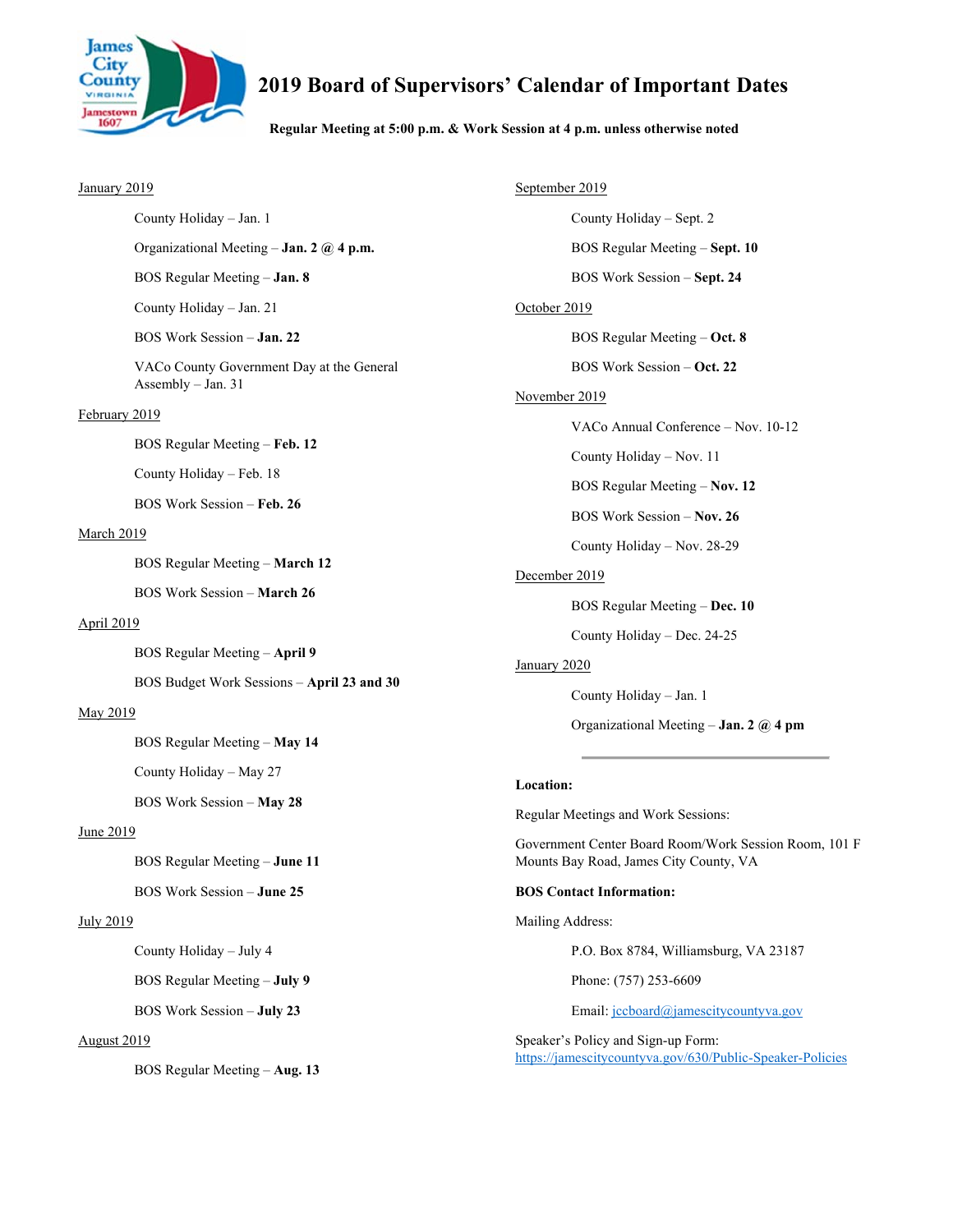# 2019 Board of Supervisors' Calendar of Important Dates

**Regular Meeting at 5:00 p.m. & Work Session at 4 p.m. unless otherwise noted**

January 2019

- County Holiday – Jan. 1
- Organizational Meeting – **Jan. 2 @ 4 p.m.**
- BOS Regular Meeting – **Jan. 8**
- County Holiday – Jan. 21
- BOS Work Session – **Jan. 22**
- VACo County Government Day at the General Assembly – Jan. 31

February 2019

- BOS Regular Meeting – **Feb. 12**
- County Holiday – Feb. 18
- BOS Work Session – **Feb. 26**

March 2019

- BOS Regular Meeting – **March 12**
- BOS Work Session – **March 26**

April 2019

- BOS Regular Meeting – **April 9**
- BOS Budget Work Sessions – **April 23 and 30**

May 2019

- BOS Regular Meeting – **May 14**
- County Holiday – May 27
- BOS Work Session – **May 28**

June 2019

- BOS Regular Meeting – **June 11**
- BOS Work Session – **June 25**

July 2019

- County Holiday – July 4
- BOS Regular Meeting – **July 9**
- BOS Work Session – **July 23**

August 2019

- BOS Regular Meeting – **Aug. 13**

September 2019

- County Holiday – Sept. 2
- BOS Regular Meeting – **Sept. 10**
- BOS Work Session – **Sept. 24**

October 2019

- BOS Regular Meeting – **Oct. 8**
- BOS Work Session – **Oct. 22**

November 2019

- VACo Annual Conference – Nov. 10-12
- County Holiday – Nov. 11
- BOS Regular Meeting – **Nov. 12**
- BOS Work Session – **Nov. 26**
- County Holiday – Nov. 28-29

December 2019

- BOS Regular Meeting – **Dec. 10**
- County Holiday – Dec. 24-25

January 2020

- County Holiday – Jan. 1
- Organizational Meeting – **Jan. 2 @ 4 pm**

---

**Location:**

Regular Meetings and Work Sessions:

Government Center Board Room/Work Session Room, 101 F Mounts Bay Road, James City County, VA

**BOS Contact Information:**

Mailing Address:

P.O. Box 8784, Williamsburg, VA 23187

Phone: (757) 253-6609

Email: jccboard@jamescitycountyva.gov

Speaker's Policy and Sign-up Form: https://jamescitycountyva.gov/630/Public-Speaker-Policies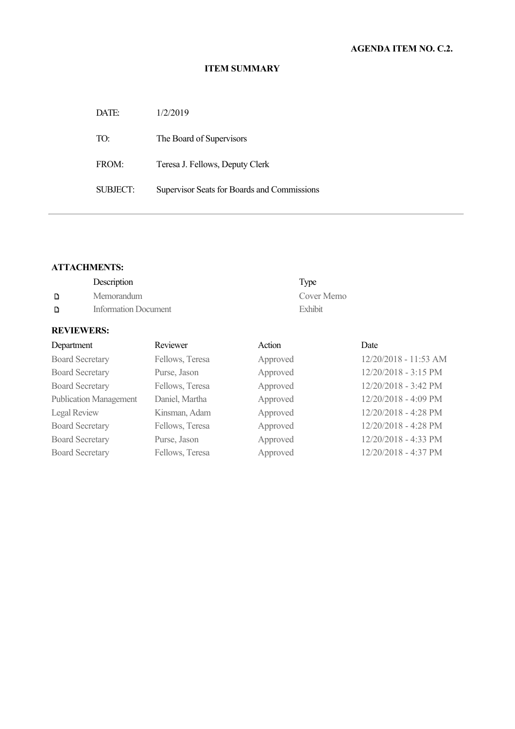**AGENDA ITEM NO. C.2.**

**ITEM SUMMARY**

| | |
|---|---|
| DATE: | 1/2/2019 |
| TO: | The Board of Supervisors |
| FROM: | Teresa J. Fellows, Deputy Clerk |
| SUBJECT: | Supervisor Seats for Boards and Commissions |

---

**ATTACHMENTS:**

| Description | Type |
|---|---|
| Memorandum | Cover Memo |
| Information Document | Exhibit |

**REVIEWERS:**

| Department | Reviewer | Action | Date |
|---|---|---|---|
| Board Secretary | Fellows, Teresa | Approved | 12/20/2018 - 11:53 AM |
| Board Secretary | Purse, Jason | Approved | 12/20/2018 - 3:15 PM |
| Board Secretary | Fellows, Teresa | Approved | 12/20/2018 - 3:42 PM |
| Publication Management | Daniel, Martha | Approved | 12/20/2018 - 4:09 PM |
| Legal Review | Kinsman, Adam | Approved | 12/20/2018 - 4:28 PM |
| Board Secretary | Fellows, Teresa | Approved | 12/20/2018 - 4:28 PM |
| Board Secretary | Purse, Jason | Approved | 12/20/2018 - 4:33 PM |
| Board Secretary | Fellows, Teresa | Approved | 12/20/2018 - 4:37 PM |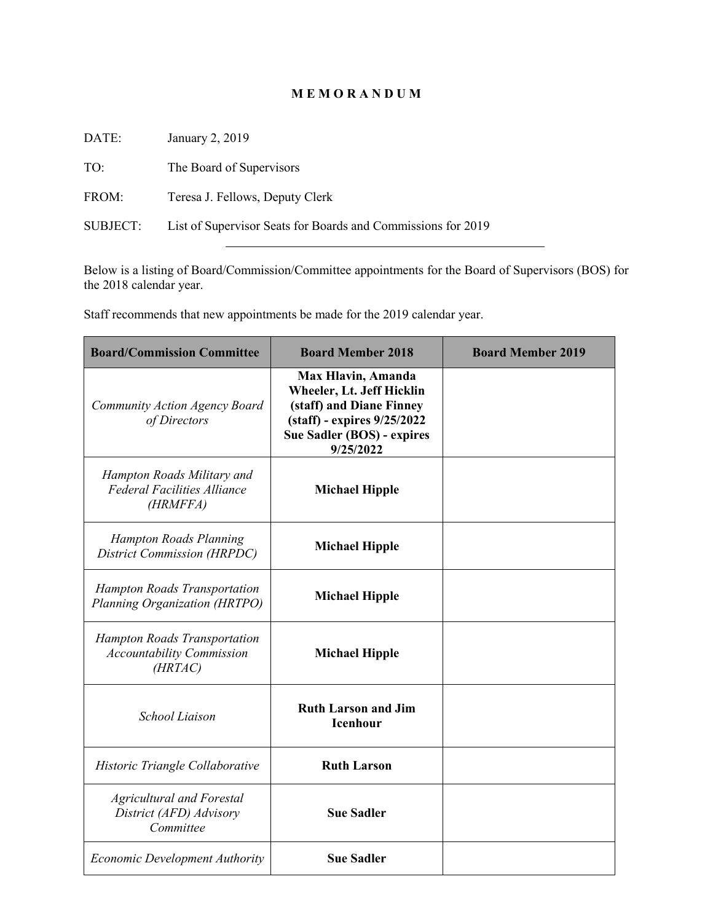# M E M O R A N D U M

DATE: January 2, 2019

TO: The Board of Supervisors

FROM: Teresa J. Fellows, Deputy Clerk

SUBJECT: List of Supervisor Seats for Boards and Commissions for 2019

---

Below is a listing of Board/Commission/Committee appointments for the Board of Supervisors (BOS) for the 2018 calendar year.

Staff recommends that new appointments be made for the 2019 calendar year.

| Board/Commission Committee | Board Member 2018 | Board Member 2019 |
|---|---|---|
| *Community Action Agency Board of Directors* | **Max Hlavin, Amanda Wheeler, Lt. Jeff Hicklin (staff) and Diane Finney (staff) - expires 9/25/2022 Sue Sadler (BOS) - expires 9/25/2022** | |
| *Hampton Roads Military and Federal Facilities Alliance (HRMFFA)* | **Michael Hipple** | |
| *Hampton Roads Planning District Commission (HRPDC)* | **Michael Hipple** | |
| *Hampton Roads Transportation Planning Organization (HRTPO)* | **Michael Hipple** | |
| *Hampton Roads Transportation Accountability Commission (HRTAC)* | **Michael Hipple** | |
| *School Liaison* | **Ruth Larson and Jim Icenhour** | |
| *Historic Triangle Collaborative* | **Ruth Larson** | |
| *Agricultural and Forestal District (AFD) Advisory Committee* | **Sue Sadler** | |
| *Economic Development Authority* | **Sue Sadler** | |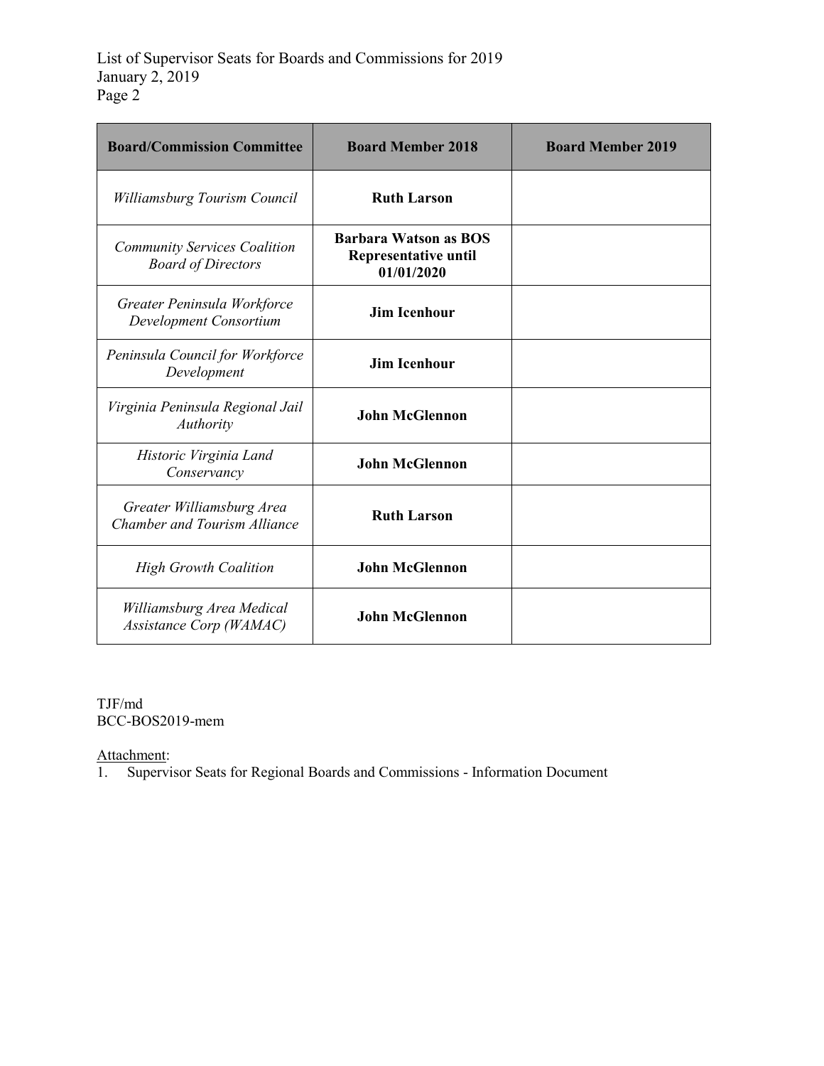| **Board/Commission Committee** | **Board Member 2018** | **Board Member 2019** |
|---|---|---|
| *Williamsburg Tourism Council* | **Ruth Larson** | |
| *Community Services Coalition Board of Directors* | **Barbara Watson as BOS Representative until 01/01/2020** | |
| *Greater Peninsula Workforce Development Consortium* | **Jim Icenhour** | |
| *Peninsula Council for Workforce Development* | **Jim Icenhour** | |
| *Virginia Peninsula Regional Jail Authority* | **John McGlennon** | |
| *Historic Virginia Land Conservancy* | **John McGlennon** | |
| *Greater Williamsburg Area Chamber and Tourism Alliance* | **Ruth Larson** | |
| *High Growth Coalition* | **John McGlennon** | |
| *Williamsburg Area Medical Assistance Corp (WAMAC)* | **John McGlennon** | |

TJF/md
BCC-BOS2019-mem

Attachment:
1. Supervisor Seats for Regional Boards and Commissions - Information Document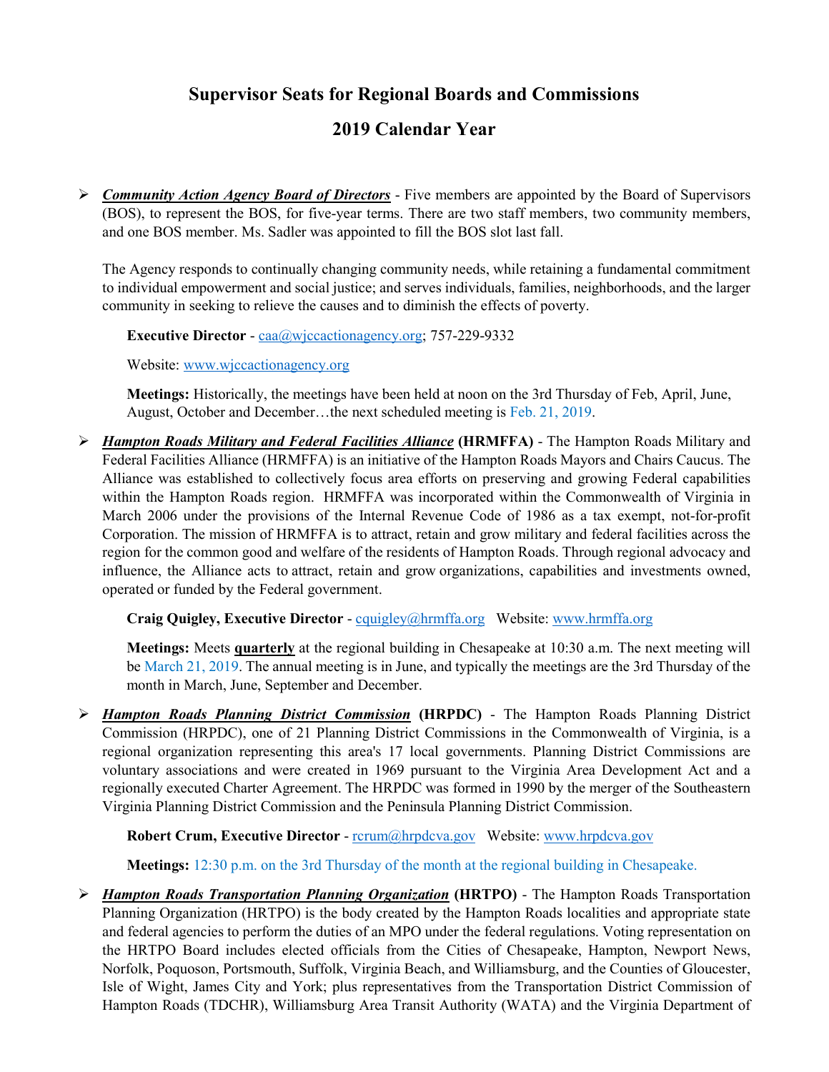# Supervisor Seats for Regional Boards and Commissions

## 2019 Calendar Year

- ***Community Action Agency Board of Directors*** - Five members are appointed by the Board of Supervisors (BOS), to represent the BOS, for five-year terms. There are two staff members, two community members, and one BOS member. Ms. Sadler was appointed to fill the BOS slot last fall.

  The Agency responds to continually changing community needs, while retaining a fundamental commitment to individual empowerment and social justice; and serves individuals, families, neighborhoods, and the larger community in seeking to relieve the causes and to diminish the effects of poverty.

  **Executive Director** - caa@wjccactionagency.org; 757-229-9332

  Website: www.wjccactionagency.org

  **Meetings:** Historically, the meetings have been held at noon on the 3rd Thursday of Feb, April, June, August, October and December…the next scheduled meeting is Feb. 21, 2019.

- ***Hampton Roads Military and Federal Facilities Alliance*** **(HRMFFA)** - The Hampton Roads Military and Federal Facilities Alliance (HRMFFA) is an initiative of the Hampton Roads Mayors and Chairs Caucus. The Alliance was established to collectively focus area efforts on preserving and growing Federal capabilities within the Hampton Roads region. HRMFFA was incorporated within the Commonwealth of Virginia in March 2006 under the provisions of the Internal Revenue Code of 1986 as a tax exempt, not-for-profit Corporation. The mission of HRMFFA is to attract, retain and grow military and federal facilities across the region for the common good and welfare of the residents of Hampton Roads. Through regional advocacy and influence, the Alliance acts to attract, retain and grow organizations, capabilities and investments owned, operated or funded by the Federal government.

  **Craig Quigley, Executive Director** - cquigley@hrmffa.org Website: www.hrmffa.org

  **Meetings:** Meets **quarterly** at the regional building in Chesapeake at 10:30 a.m. The next meeting will be March 21, 2019. The annual meeting is in June, and typically the meetings are the 3rd Thursday of the month in March, June, September and December.

- ***Hampton Roads Planning District Commission*** **(HRPDC)** - The Hampton Roads Planning District Commission (HRPDC), one of 21 Planning District Commissions in the Commonwealth of Virginia, is a regional organization representing this area's 17 local governments. Planning District Commissions are voluntary associations and were created in 1969 pursuant to the Virginia Area Development Act and a regionally executed Charter Agreement. The HRPDC was formed in 1990 by the merger of the Southeastern Virginia Planning District Commission and the Peninsula Planning District Commission.

  **Robert Crum, Executive Director** - rcrum@hrpdcva.gov Website: www.hrpdcva.gov

  **Meetings:** 12:30 p.m. on the 3rd Thursday of the month at the regional building in Chesapeake.

- ***Hampton Roads Transportation Planning Organization*** **(HRTPO)** - The Hampton Roads Transportation Planning Organization (HRTPO) is the body created by the Hampton Roads localities and appropriate state and federal agencies to perform the duties of an MPO under the federal regulations. Voting representation on the HRTPO Board includes elected officials from the Cities of Chesapeake, Hampton, Newport News, Norfolk, Poquoson, Portsmouth, Suffolk, Virginia Beach, and Williamsburg, and the Counties of Gloucester, Isle of Wight, James City and York; plus representatives from the Transportation District Commission of Hampton Roads (TDCHR), Williamsburg Area Transit Authority (WATA) and the Virginia Department of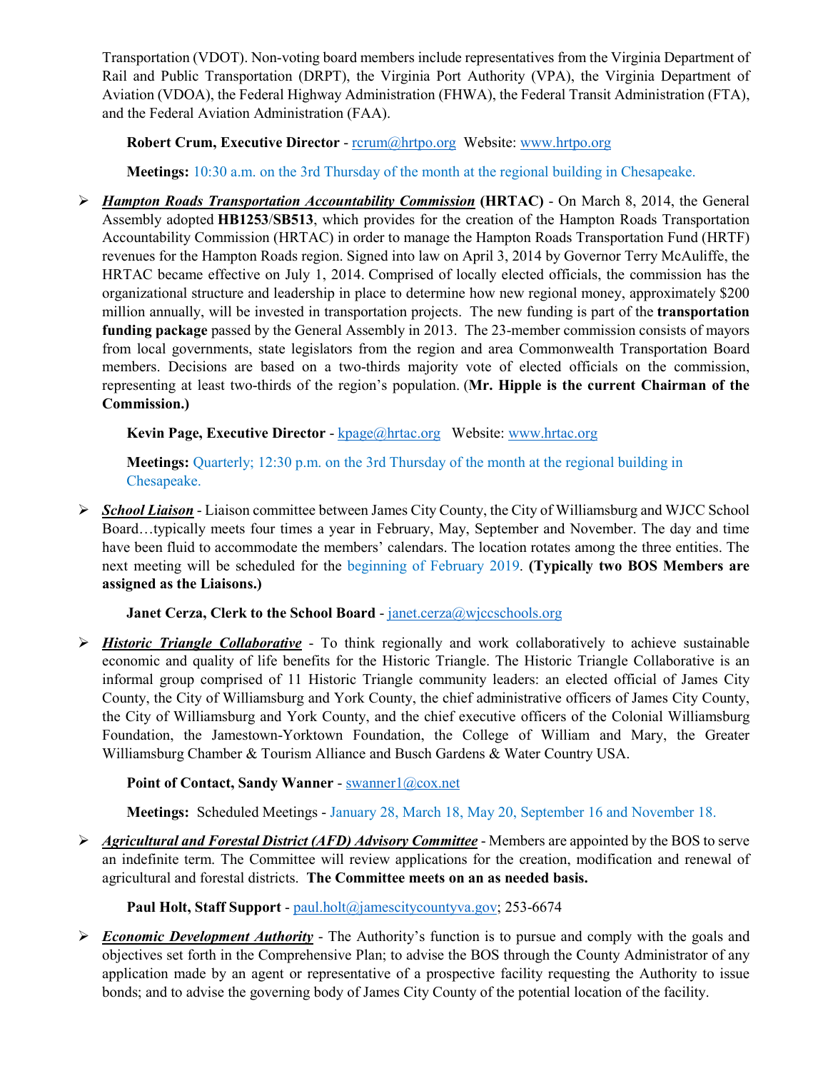Transportation (VDOT). Non-voting board members include representatives from the Virginia Department of Rail and Public Transportation (DRPT), the Virginia Port Authority (VPA), the Virginia Department of Aviation (VDOA), the Federal Highway Administration (FHWA), the Federal Transit Administration (FTA), and the Federal Aviation Administration (FAA).

**Robert Crum, Executive Director** - rcrum@hrtpo.org Website: www.hrtpo.org

**Meetings:** 10:30 a.m. on the 3rd Thursday of the month at the regional building in Chesapeake.

- ***Hampton Roads Transportation Accountability Commission*** **(HRTAC)** - On March 8, 2014, the General Assembly adopted **HB1253**/**SB513**, which provides for the creation of the Hampton Roads Transportation Accountability Commission (HRTAC) in order to manage the Hampton Roads Transportation Fund (HRTF) revenues for the Hampton Roads region. Signed into law on April 3, 2014 by Governor Terry McAuliffe, the HRTAC became effective on July 1, 2014. Comprised of locally elected officials, the commission has the organizational structure and leadership in place to determine how new regional money, approximately $200 million annually, will be invested in transportation projects. The new funding is part of the **transportation funding package** passed by the General Assembly in 2013. The 23-member commission consists of mayors from local governments, state legislators from the region and area Commonwealth Transportation Board members. Decisions are based on a two-thirds majority vote of elected officials on the commission, representing at least two-thirds of the region's population. (**Mr. Hipple is the current Chairman of the Commission.)**

  **Kevin Page, Executive Director** - kpage@hrtac.org Website: www.hrtac.org

  **Meetings:** Quarterly; 12:30 p.m. on the 3rd Thursday of the month at the regional building in Chesapeake.

- ***School Liaison*** - Liaison committee between James City County, the City of Williamsburg and WJCC School Board…typically meets four times a year in February, May, September and November. The day and time have been fluid to accommodate the members' calendars. The location rotates among the three entities. The next meeting will be scheduled for the beginning of February 2019. **(Typically two BOS Members are assigned as the Liaisons.)**

  **Janet Cerza, Clerk to the School Board** - janet.cerza@wjccschools.org

- ***Historic Triangle Collaborative*** - To think regionally and work collaboratively to achieve sustainable economic and quality of life benefits for the Historic Triangle. The Historic Triangle Collaborative is an informal group comprised of 11 Historic Triangle community leaders: an elected official of James City County, the City of Williamsburg and York County, the chief administrative officers of James City County, the City of Williamsburg and York County, and the chief executive officers of the Colonial Williamsburg Foundation, the Jamestown-Yorktown Foundation, the College of William and Mary, the Greater Williamsburg Chamber & Tourism Alliance and Busch Gardens & Water Country USA.

  **Point of Contact, Sandy Wanner** - swanner1@cox.net

  **Meetings:** Scheduled Meetings - January 28, March 18, May 20, September 16 and November 18.

- ***Agricultural and Forestal District (AFD) Advisory Committee*** - Members are appointed by the BOS to serve an indefinite term. The Committee will review applications for the creation, modification and renewal of agricultural and forestal districts. **The Committee meets on an as needed basis.**

  **Paul Holt, Staff Support** - paul.holt@jamescitycountyva.gov; 253-6674

- ***Economic Development Authority*** - The Authority's function is to pursue and comply with the goals and objectives set forth in the Comprehensive Plan; to advise the BOS through the County Administrator of any application made by an agent or representative of a prospective facility requesting the Authority to issue bonds; and to advise the governing body of James City County of the potential location of the facility.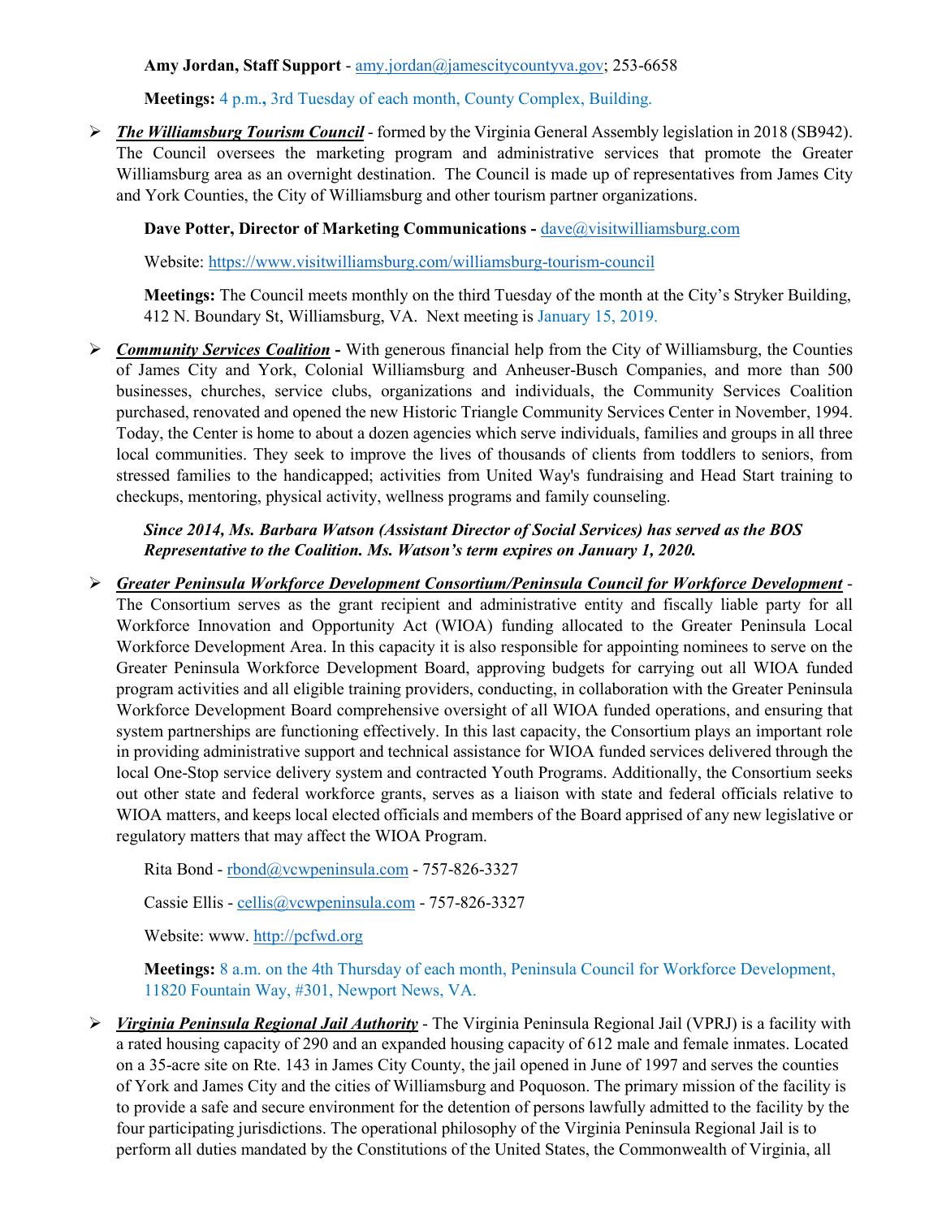**Amy Jordan, Staff Support** - amy.jordan@jamescitycountyva.gov; 253-6658

**Meetings:** 4 p.m., 3rd Tuesday of each month, County Complex, Building.

- ***The Williamsburg Tourism Council*** - formed by the Virginia General Assembly legislation in 2018 (SB942). The Council oversees the marketing program and administrative services that promote the Greater Williamsburg area as an overnight destination. The Council is made up of representatives from James City and York Counties, the City of Williamsburg and other tourism partner organizations.

  **Dave Potter, Director of Marketing Communications -** dave@visitwilliamsburg.com

  Website: https://www.visitwilliamsburg.com/williamsburg-tourism-council

  **Meetings:** The Council meets monthly on the third Tuesday of the month at the City's Stryker Building, 412 N. Boundary St, Williamsburg, VA. Next meeting is January 15, 2019.

- ***Community Services Coalition*** **-** With generous financial help from the City of Williamsburg, the Counties of James City and York, Colonial Williamsburg and Anheuser-Busch Companies, and more than 500 businesses, churches, service clubs, organizations and individuals, the Community Services Coalition purchased, renovated and opened the new Historic Triangle Community Services Center in November, 1994. Today, the Center is home to about a dozen agencies which serve individuals, families and groups in all three local communities. They seek to improve the lives of thousands of clients from toddlers to seniors, from stressed families to the handicapped; activities from United Way's fundraising and Head Start training to checkups, mentoring, physical activity, wellness programs and family counseling.

  ***Since 2014, Ms. Barbara Watson (Assistant Director of Social Services) has served as the BOS Representative to the Coalition. Ms. Watson's term expires on January 1, 2020.***

- ***Greater Peninsula Workforce Development Consortium/Peninsula Council for Workforce Development*** - The Consortium serves as the grant recipient and administrative entity and fiscally liable party for all Workforce Innovation and Opportunity Act (WIOA) funding allocated to the Greater Peninsula Local Workforce Development Area. In this capacity it is also responsible for appointing nominees to serve on the Greater Peninsula Workforce Development Board, approving budgets for carrying out all WIOA funded program activities and all eligible training providers, conducting, in collaboration with the Greater Peninsula Workforce Development Board comprehensive oversight of all WIOA funded operations, and ensuring that system partnerships are functioning effectively. In this last capacity, the Consortium plays an important role in providing administrative support and technical assistance for WIOA funded services delivered through the local One-Stop service delivery system and contracted Youth Programs. Additionally, the Consortium seeks out other state and federal workforce grants, serves as a liaison with state and federal officials relative to WIOA matters, and keeps local elected officials and members of the Board apprised of any new legislative or regulatory matters that may affect the WIOA Program.

  Rita Bond - rbond@vcwpeninsula.com - 757-826-3327

  Cassie Ellis - cellis@vcwpeninsula.com - 757-826-3327

  Website: www. http://pcfwd.org

  **Meetings:** 8 a.m. on the 4th Thursday of each month, Peninsula Council for Workforce Development, 11820 Fountain Way, #301, Newport News, VA.

- ***Virginia Peninsula Regional Jail Authority*** - The Virginia Peninsula Regional Jail (VPRJ) is a facility with a rated housing capacity of 290 and an expanded housing capacity of 612 male and female inmates. Located on a 35-acre site on Rte. 143 in James City County, the jail opened in June of 1997 and serves the counties of York and James City and the cities of Williamsburg and Poquoson. The primary mission of the facility is to provide a safe and secure environment for the detention of persons lawfully admitted to the facility by the four participating jurisdictions. The operational philosophy of the Virginia Peninsula Regional Jail is to perform all duties mandated by the Constitutions of the United States, the Commonwealth of Virginia, all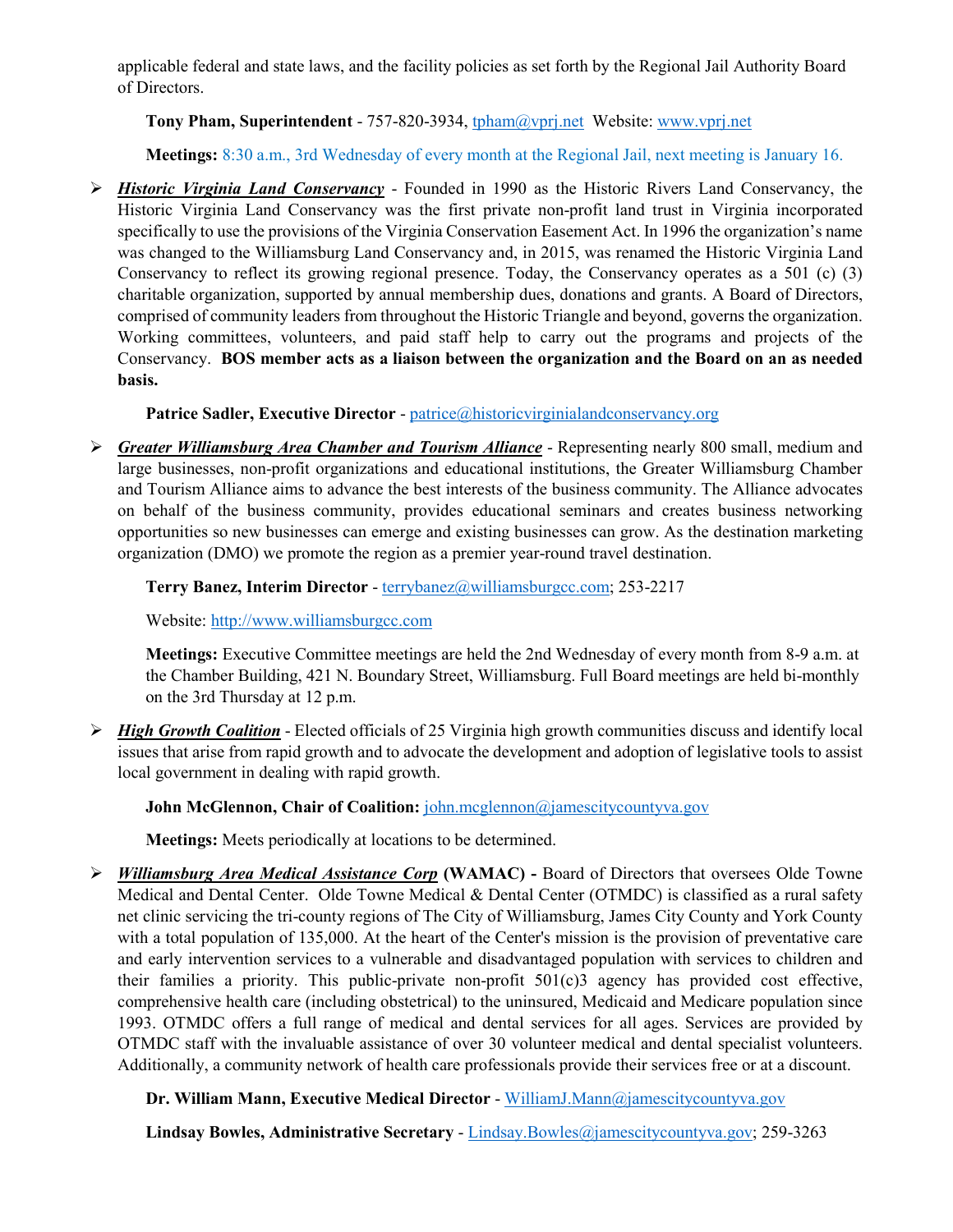applicable federal and state laws, and the facility policies as set forth by the Regional Jail Authority Board of Directors.

**Tony Pham, Superintendent** - 757-820-3934, tpham@vprj.net Website: www.vprj.net

**Meetings:** 8:30 a.m., 3rd Wednesday of every month at the Regional Jail, next meeting is January 16.

- ***Historic Virginia Land Conservancy*** - Founded in 1990 as the Historic Rivers Land Conservancy, the Historic Virginia Land Conservancy was the first private non-profit land trust in Virginia incorporated specifically to use the provisions of the Virginia Conservation Easement Act. In 1996 the organization's name was changed to the Williamsburg Land Conservancy and, in 2015, was renamed the Historic Virginia Land Conservancy to reflect its growing regional presence. Today, the Conservancy operates as a 501 (c) (3) charitable organization, supported by annual membership dues, donations and grants. A Board of Directors, comprised of community leaders from throughout the Historic Triangle and beyond, governs the organization. Working committees, volunteers, and paid staff help to carry out the programs and projects of the Conservancy. **BOS member acts as a liaison between the organization and the Board on an as needed basis.**

  **Patrice Sadler, Executive Director** - patrice@historicvirginialandconservancy.org

- ***Greater Williamsburg Area Chamber and Tourism Alliance*** - Representing nearly 800 small, medium and large businesses, non-profit organizations and educational institutions, the Greater Williamsburg Chamber and Tourism Alliance aims to advance the best interests of the business community. The Alliance advocates on behalf of the business community, provides educational seminars and creates business networking opportunities so new businesses can emerge and existing businesses can grow. As the destination marketing organization (DMO) we promote the region as a premier year-round travel destination.

  **Terry Banez, Interim Director** - terrybanez@williamsburgcc.com; 253-2217

  Website: http://www.williamsburgcc.com

  **Meetings:** Executive Committee meetings are held the 2nd Wednesday of every month from 8-9 a.m. at the Chamber Building, 421 N. Boundary Street, Williamsburg. Full Board meetings are held bi-monthly on the 3rd Thursday at 12 p.m.

- ***High Growth Coalition*** - Elected officials of 25 Virginia high growth communities discuss and identify local issues that arise from rapid growth and to advocate the development and adoption of legislative tools to assist local government in dealing with rapid growth.

  **John McGlennon, Chair of Coalition:** john.mcglennon@jamescitycountyva.gov

  **Meetings:** Meets periodically at locations to be determined.

- ***Williamsburg Area Medical Assistance Corp*** **(WAMAC) -** Board of Directors that oversees Olde Towne Medical and Dental Center. Olde Towne Medical & Dental Center (OTMDC) is classified as a rural safety net clinic servicing the tri-county regions of The City of Williamsburg, James City County and York County with a total population of 135,000. At the heart of the Center's mission is the provision of preventative care and early intervention services to a vulnerable and disadvantaged population with services to children and their families a priority. This public-private non-profit 501(c)3 agency has provided cost effective, comprehensive health care (including obstetrical) to the uninsured, Medicaid and Medicare population since 1993. OTMDC offers a full range of medical and dental services for all ages. Services are provided by OTMDC staff with the invaluable assistance of over 30 volunteer medical and dental specialist volunteers. Additionally, a community network of health care professionals provide their services free or at a discount.

  **Dr. William Mann, Executive Medical Director** - WilliamJ.Mann@jamescitycountyva.gov

  **Lindsay Bowles, Administrative Secretary** - Lindsay.Bowles@jamescitycountyva.gov; 259-3263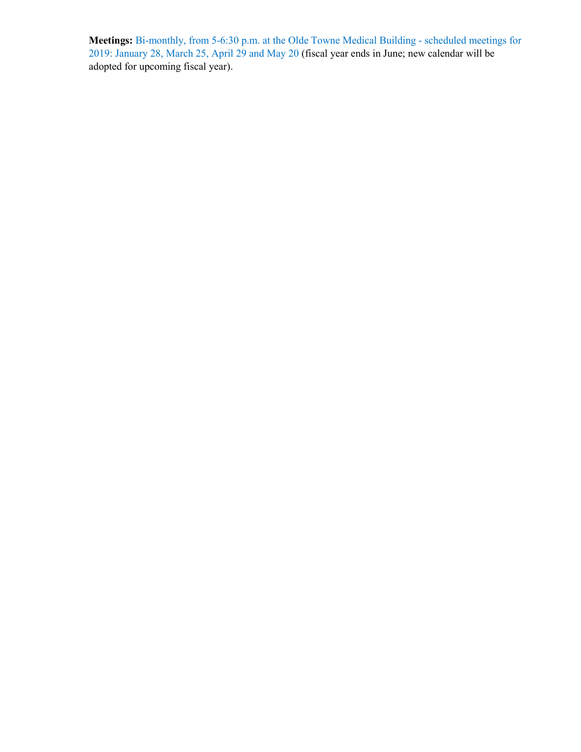**Meetings:** Bi-monthly, from 5-6:30 p.m. at the Olde Towne Medical Building - scheduled meetings for 2019: January 28, March 25, April 29 and May 20 (fiscal year ends in June; new calendar will be adopted for upcoming fiscal year).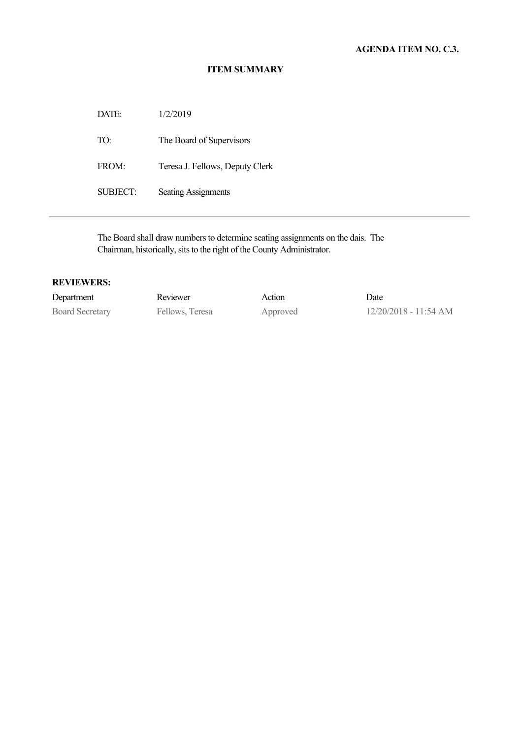**AGENDA ITEM NO. C.3.**

**ITEM SUMMARY**

DATE: 1/2/2019

TO: The Board of Supervisors

FROM: Teresa J. Fellows, Deputy Clerk

SUBJECT: Seating Assignments

---

The Board shall draw numbers to determine seating assignments on the dais. The Chairman, historically, sits to the right of the County Administrator.

**REVIEWERS:**

| Department | Reviewer | Action | Date |
|---|---|---|---|
| Board Secretary | Fellows, Teresa | Approved | 12/20/2018 - 11:54 AM |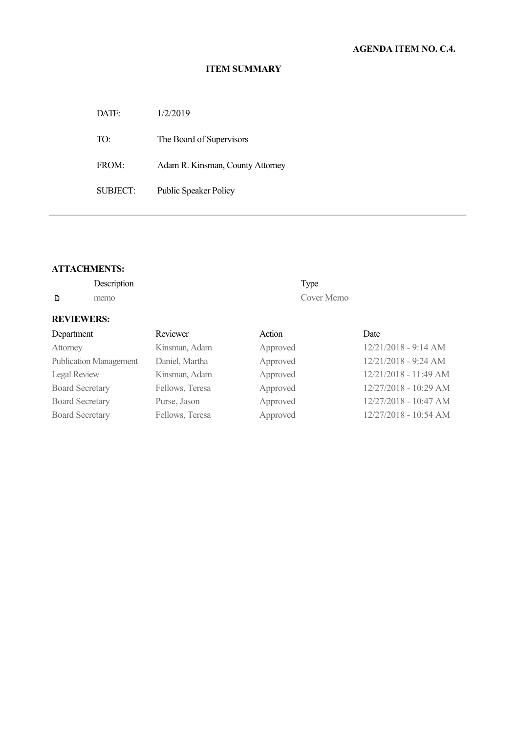**AGENDA ITEM NO. C.4.**

## ITEM SUMMARY

| | |
|---|---|
| DATE: | 1/2/2019 |
| TO: | The Board of Supervisors |
| FROM: | Adam R. Kinsman, County Attorney |
| SUBJECT: | Public Speaker Policy |

---

**ATTACHMENTS:**

| Description | Type |
|---|---|
| memo | Cover Memo |

**REVIEWERS:**

| Department | Reviewer | Action | Date |
|---|---|---|---|
| Attorney | Kinsman, Adam | Approved | 12/21/2018 - 9:14 AM |
| Publication Management | Daniel, Martha | Approved | 12/21/2018 - 9:24 AM |
| Legal Review | Kinsman, Adam | Approved | 12/21/2018 - 11:49 AM |
| Board Secretary | Fellows, Teresa | Approved | 12/27/2018 - 10:29 AM |
| Board Secretary | Purse, Jason | Approved | 12/27/2018 - 10:47 AM |
| Board Secretary | Fellows, Teresa | Approved | 12/27/2018 - 10:54 AM |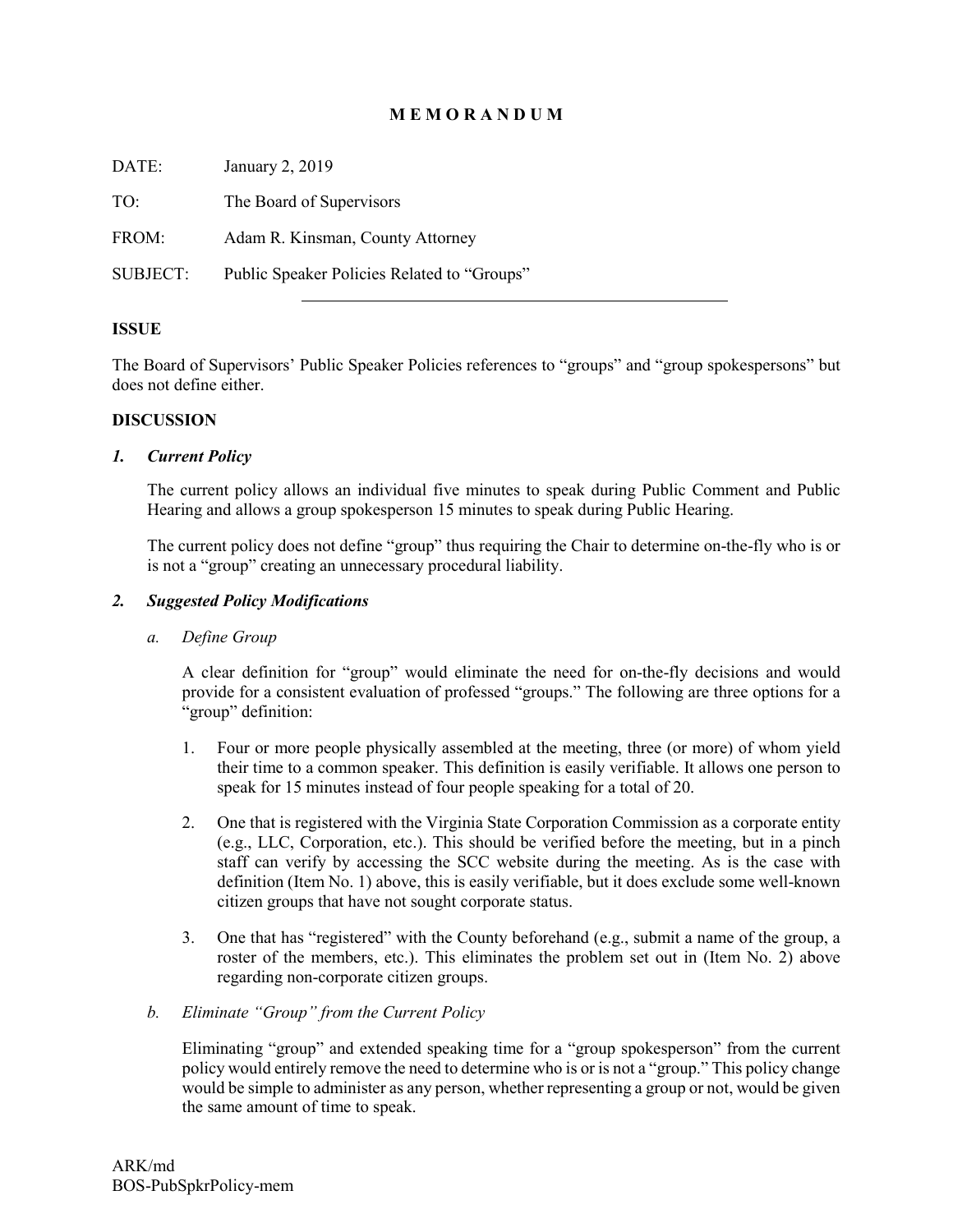# M E M O R A N D U M

DATE: January 2, 2019

TO: The Board of Supervisors

FROM: Adam R. Kinsman, County Attorney

SUBJECT: Public Speaker Policies Related to "Groups"

---

**ISSUE**

The Board of Supervisors' Public Speaker Policies references to "groups" and "group spokespersons" but does not define either.

**DISCUSSION**

***1. Current Policy***

The current policy allows an individual five minutes to speak during Public Comment and Public Hearing and allows a group spokesperson 15 minutes to speak during Public Hearing.

The current policy does not define "group" thus requiring the Chair to determine on-the-fly who is or is not a "group" creating an unnecessary procedural liability.

***2. Suggested Policy Modifications***

*a. Define Group*

A clear definition for "group" would eliminate the need for on-the-fly decisions and would provide for a consistent evaluation of professed "groups." The following are three options for a "group" definition:

1. Four or more people physically assembled at the meeting, three (or more) of whom yield their time to a common speaker. This definition is easily verifiable. It allows one person to speak for 15 minutes instead of four people speaking for a total of 20.

2. One that is registered with the Virginia State Corporation Commission as a corporate entity (e.g., LLC, Corporation, etc.). This should be verified before the meeting, but in a pinch staff can verify by accessing the SCC website during the meeting. As is the case with definition (Item No. 1) above, this is easily verifiable, but it does exclude some well-known citizen groups that have not sought corporate status.

3. One that has "registered" with the County beforehand (e.g., submit a name of the group, a roster of the members, etc.). This eliminates the problem set out in (Item No. 2) above regarding non-corporate citizen groups.

*b. Eliminate "Group" from the Current Policy*

Eliminating "group" and extended speaking time for a "group spokesperson" from the current policy would entirely remove the need to determine who is or is not a "group." This policy change would be simple to administer as any person, whether representing a group or not, would be given the same amount of time to speak.

ARK/md
BOS-PubSpkrPolicy-mem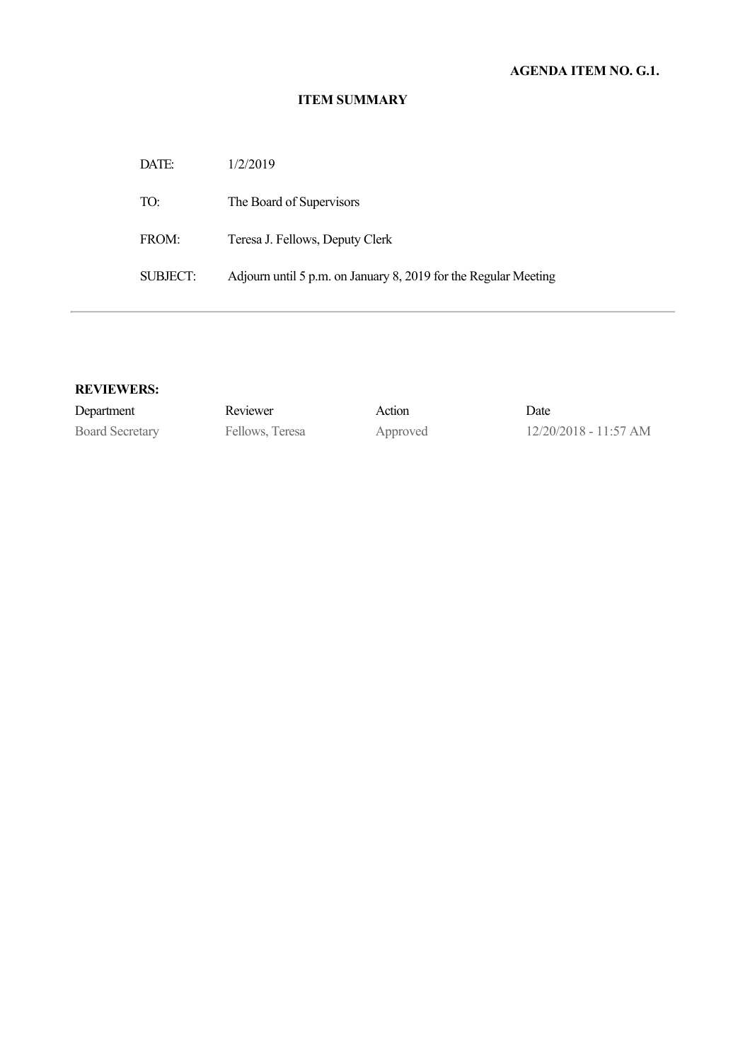**AGENDA ITEM NO. G.1.**

**ITEM SUMMARY**

| | |
|---|---|
| DATE: | 1/2/2019 |
| TO: | The Board of Supervisors |
| FROM: | Teresa J. Fellows, Deputy Clerk |
| SUBJECT: | Adjourn until 5 p.m. on January 8, 2019 for the Regular Meeting |

---

**REVIEWERS:**

| Department | Reviewer | Action | Date |
|---|---|---|---|
| Board Secretary | Fellows, Teresa | Approved | 12/20/2018 - 11:57 AM |